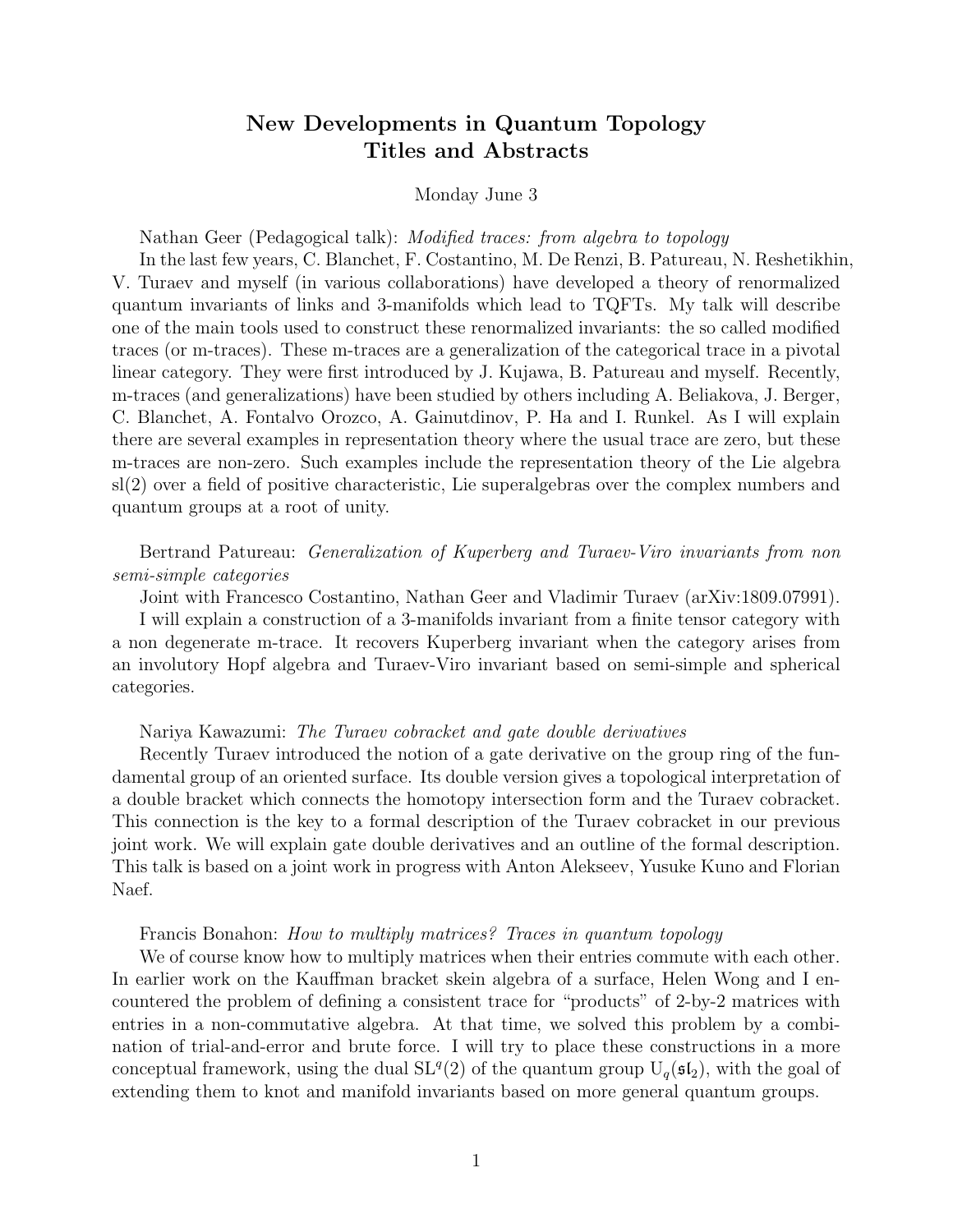# New Developments in Quantum Topology
# Titles and Abstracts

Monday June 3

Nathan Geer (Pedagogical talk): *Modified traces: from algebra to topology*

In the last few years, C. Blanchet, F. Costantino, M. De Renzi, B. Patureau, N. Reshetikhin, V. Turaev and myself (in various collaborations) have developed a theory of renormalized quantum invariants of links and 3-manifolds which lead to TQFTs. My talk will describe one of the main tools used to construct these renormalized invariants: the so called modified traces (or m-traces). These m-traces are a generalization of the categorical trace in a pivotal linear category. They were first introduced by J. Kujawa, B. Patureau and myself. Recently, m-traces (and generalizations) have been studied by others including A. Beliakova, J. Berger, C. Blanchet, A. Fontalvo Orozco, A. Gainutdinov, P. Ha and I. Runkel. As I will explain there are several examples in representation theory where the usual trace are zero, but these m-traces are non-zero. Such examples include the representation theory of the Lie algebra sl(2) over a field of positive characteristic, Lie superalgebras over the complex numbers and quantum groups at a root of unity.

Bertrand Patureau: *Generalization of Kuperberg and Turaev-Viro invariants from non semi-simple categories*

Joint with Francesco Costantino, Nathan Geer and Vladimir Turaev (arXiv:1809.07991).

I will explain a construction of a 3-manifolds invariant from a finite tensor category with a non degenerate m-trace. It recovers Kuperberg invariant when the category arises from an involutory Hopf algebra and Turaev-Viro invariant based on semi-simple and spherical categories.

Nariya Kawazumi: *The Turaev cobracket and gate double derivatives*

Recently Turaev introduced the notion of a gate derivative on the group ring of the fundamental group of an oriented surface. Its double version gives a topological interpretation of a double bracket which connects the homotopy intersection form and the Turaev cobracket. This connection is the key to a formal description of the Turaev cobracket in our previous joint work. We will explain gate double derivatives and an outline of the formal description. This talk is based on a joint work in progress with Anton Alekseev, Yusuke Kuno and Florian Naef.

Francis Bonahon: *How to multiply matrices? Traces in quantum topology*

We of course know how to multiply matrices when their entries commute with each other. In earlier work on the Kauffman bracket skein algebra of a surface, Helen Wong and I encountered the problem of defining a consistent trace for "products" of 2-by-2 matrices with entries in a non-commutative algebra. At that time, we solved this problem by a combination of trial-and-error and brute force. I will try to place these constructions in a more conceptual framework, using the dual $\mathrm{SL}^q(2)$ of the quantum group $\mathrm{U}_q(\mathfrak{sl}_2)$, with the goal of extending them to knot and manifold invariants based on more general quantum groups.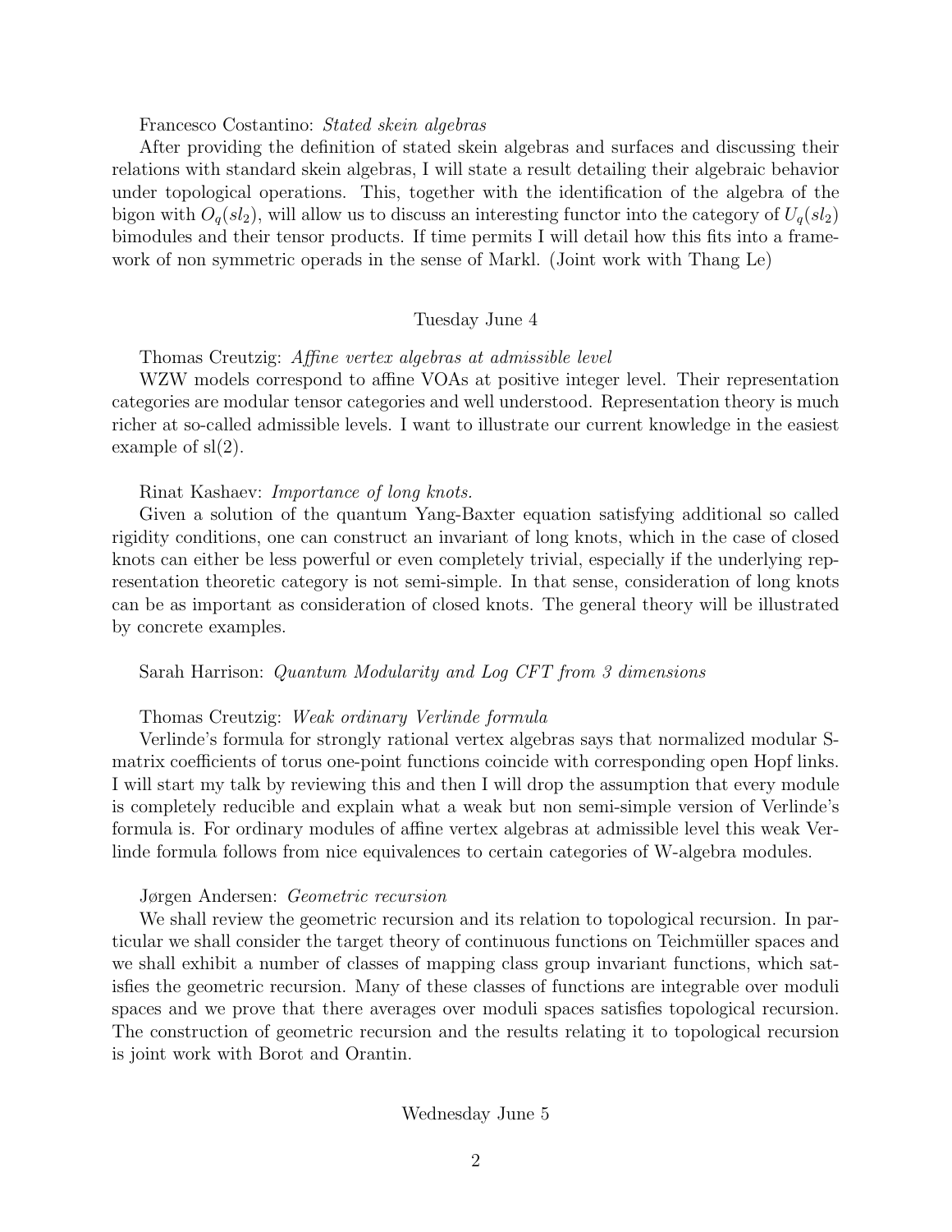Francesco Costantino: *Stated skein algebras*

After providing the definition of stated skein algebras and surfaces and discussing their relations with standard skein algebras, I will state a result detailing their algebraic behavior under topological operations. This, together with the identification of the algebra of the bigon with $O_q(sl_2)$, will allow us to discuss an interesting functor into the category of $U_q(sl_2)$ bimodules and their tensor products. If time permits I will detail how this fits into a framework of non symmetric operads in the sense of Markl. (Joint work with Thang Le)

## Tuesday June 4

Thomas Creutzig: *Affine vertex algebras at admissible level*

WZW models correspond to affine VOAs at positive integer level. Their representation categories are modular tensor categories and well understood. Representation theory is much richer at so-called admissible levels. I want to illustrate our current knowledge in the easiest example of sl(2).

Rinat Kashaev: *Importance of long knots.*

Given a solution of the quantum Yang-Baxter equation satisfying additional so called rigidity conditions, one can construct an invariant of long knots, which in the case of closed knots can either be less powerful or even completely trivial, especially if the underlying representation theoretic category is not semi-simple. In that sense, consideration of long knots can be as important as consideration of closed knots. The general theory will be illustrated by concrete examples.

Sarah Harrison: *Quantum Modularity and Log CFT from 3 dimensions*

Thomas Creutzig: *Weak ordinary Verlinde formula*

Verlinde's formula for strongly rational vertex algebras says that normalized modular S-matrix coefficients of torus one-point functions coincide with corresponding open Hopf links. I will start my talk by reviewing this and then I will drop the assumption that every module is completely reducible and explain what a weak but non semi-simple version of Verlinde's formula is. For ordinary modules of affine vertex algebras at admissible level this weak Verlinde formula follows from nice equivalences to certain categories of W-algebra modules.

Jørgen Andersen: *Geometric recursion*

We shall review the geometric recursion and its relation to topological recursion. In particular we shall consider the target theory of continuous functions on Teichmüller spaces and we shall exhibit a number of classes of mapping class group invariant functions, which satisfies the geometric recursion. Many of these classes of functions are integrable over moduli spaces and we prove that there averages over moduli spaces satisfies topological recursion. The construction of geometric recursion and the results relating it to topological recursion is joint work with Borot and Orantin.

## Wednesday June 5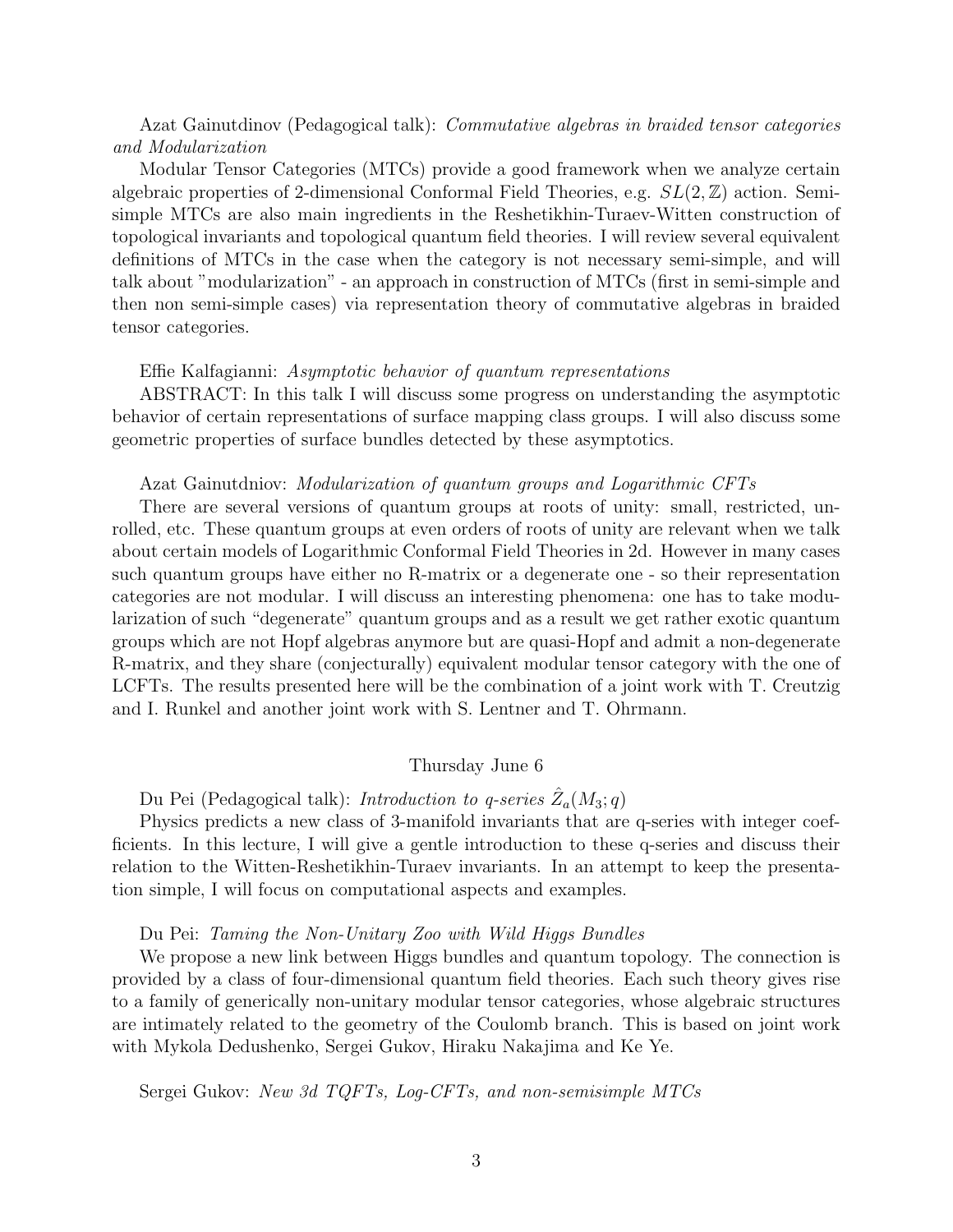Azat Gainutdinov (Pedagogical talk): *Commutative algebras in braided tensor categories and Modularization*

Modular Tensor Categories (MTCs) provide a good framework when we analyze certain algebraic properties of 2-dimensional Conformal Field Theories, e.g. $SL(2, \mathbb{Z})$ action. Semisimple MTCs are also main ingredients in the Reshetikhin-Turaev-Witten construction of topological invariants and topological quantum field theories. I will review several equivalent definitions of MTCs in the case when the category is not necessary semi-simple, and will talk about "modularization" - an approach in construction of MTCs (first in semi-simple and then non semi-simple cases) via representation theory of commutative algebras in braided tensor categories.

Effie Kalfagianni: *Asymptotic behavior of quantum representations*

ABSTRACT: In this talk I will discuss some progress on understanding the asymptotic behavior of certain representations of surface mapping class groups. I will also discuss some geometric properties of surface bundles detected by these asymptotics.

Azat Gainutdniov: *Modularization of quantum groups and Logarithmic CFTs*

There are several versions of quantum groups at roots of unity: small, restricted, unrolled, etc. These quantum groups at even orders of roots of unity are relevant when we talk about certain models of Logarithmic Conformal Field Theories in 2d. However in many cases such quantum groups have either no R-matrix or a degenerate one - so their representation categories are not modular. I will discuss an interesting phenomena: one has to take modularization of such "degenerate" quantum groups and as a result we get rather exotic quantum groups which are not Hopf algebras anymore but are quasi-Hopf and admit a non-degenerate R-matrix, and they share (conjecturally) equivalent modular tensor category with the one of LCFTs. The results presented here will be the combination of a joint work with T. Creutzig and I. Runkel and another joint work with S. Lentner and T. Ohrmann.

## Thursday June 6

Du Pei (Pedagogical talk): *Introduction to q-series* $\hat{Z}_a(M_3; q)$

Physics predicts a new class of 3-manifold invariants that are q-series with integer coefficients. In this lecture, I will give a gentle introduction to these q-series and discuss their relation to the Witten-Reshetikhin-Turaev invariants. In an attempt to keep the presentation simple, I will focus on computational aspects and examples.

Du Pei: *Taming the Non-Unitary Zoo with Wild Higgs Bundles*

We propose a new link between Higgs bundles and quantum topology. The connection is provided by a class of four-dimensional quantum field theories. Each such theory gives rise to a family of generically non-unitary modular tensor categories, whose algebraic structures are intimately related to the geometry of the Coulomb branch. This is based on joint work with Mykola Dedushenko, Sergei Gukov, Hiraku Nakajima and Ke Ye.

Sergei Gukov: *New 3d TQFTs, Log-CFTs, and non-semisimple MTCs*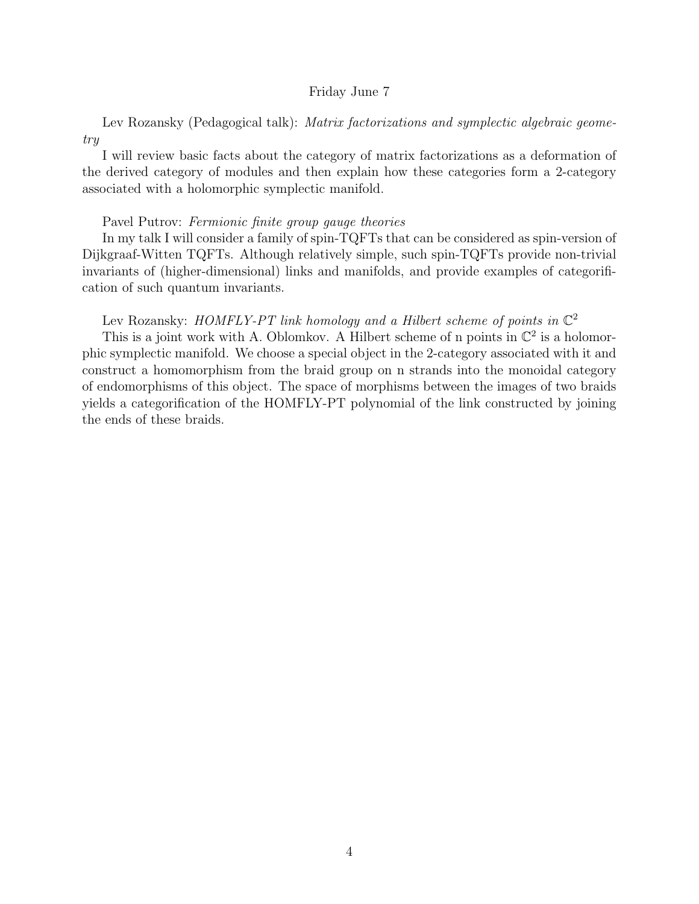Friday June 7

Lev Rozansky (Pedagogical talk): *Matrix factorizations and symplectic algebraic geometry*

I will review basic facts about the category of matrix factorizations as a deformation of the derived category of modules and then explain how these categories form a 2-category associated with a holomorphic symplectic manifold.

Pavel Putrov: *Fermionic finite group gauge theories*

In my talk I will consider a family of spin-TQFTs that can be considered as spin-version of Dijkgraaf-Witten TQFTs. Although relatively simple, such spin-TQFTs provide non-trivial invariants of (higher-dimensional) links and manifolds, and provide examples of categorification of such quantum invariants.

Lev Rozansky: *HOMFLY-PT link homology and a Hilbert scheme of points in* $\mathbb{C}^2$

This is a joint work with A. Oblomkov. A Hilbert scheme of n points in $\mathbb{C}^2$ is a holomorphic symplectic manifold. We choose a special object in the 2-category associated with it and construct a homomorphism from the braid group on n strands into the monoidal category of endomorphisms of this object. The space of morphisms between the images of two braids yields a categorification of the HOMFLY-PT polynomial of the link constructed by joining the ends of these braids.